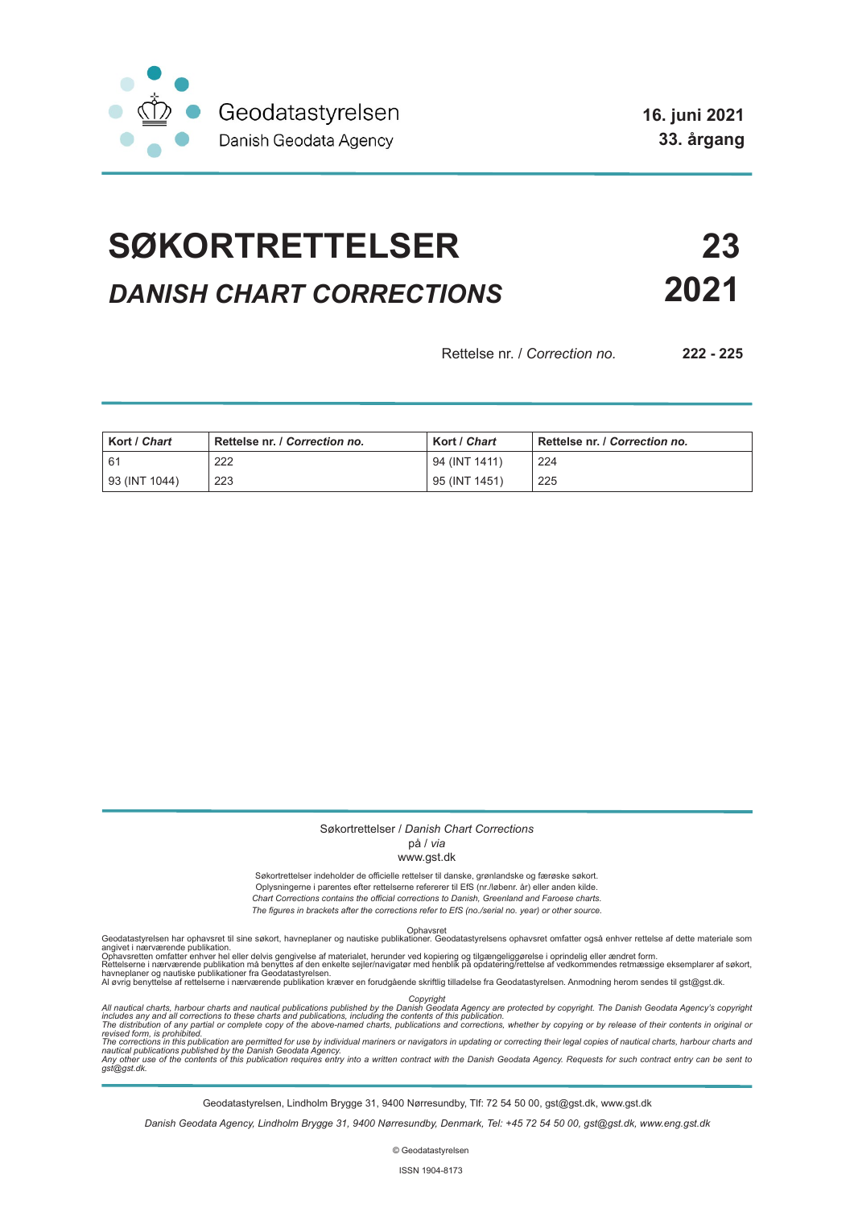Geodatastyrelsen
Danish Geodata Agency

**16. juni 2021**
**33. årgang**

# SØKORTRETTELSER 23
## *DANISH CHART CORRECTIONS* 2021

Rettelse nr. / *Correction no.* **222 - 225**

| Kort / *Chart* | Rettelse nr. / *Correction no.* | Kort / *Chart* | Rettelse nr. / *Correction no.* |
|---|---|---|---|
| 61 | 222 | 94 (INT 1411) | 224 |
| 93 (INT 1044) | 223 | 95 (INT 1451) | 225 |

Søkortrettelser / *Danish Chart Corrections*
på / *via*
www.gst.dk

Søkortrettelser indeholder de officielle rettelser til danske, grønlandske og færøske søkort.
Oplysningerne i parentes efter rettelserne refererer til EfS (nr./løbenr. år) eller anden kilde.
*Chart Corrections contains the official corrections to Danish, Greenland and Faroese charts.*
*The figures in brackets after the corrections refer to EfS (no./serial no. year) or other source.*

Ophavsret
Geodatastyrelsen har ophavsret til sine søkort, havneplaner og nautiske publikationer. Geodatastyrelsens ophavsret omfatter også enhver rettelse af dette materiale som angivet i nærværende publikation.
Ophavsretten omfatter enhver hel eller delvis gengivelse af materialet, herunder ved kopiering og tilgængeliggørelse i oprindelig eller ændret form.
Rettelserne i nærværende publikation må benyttes af den enkelte sejler/navigatør med henblik på opdatering/rettelse af vedkommendes retmæssige eksemplarer af søkort, havneplaner og nautiske publikationer fra Geodatastyrelsen.
Al øvrig benyttelse af rettelserne i nærværende publikation kræver en forudgående skriftlig tilladelse fra Geodatastyrelsen. Anmodning herom sendes til gst@gst.dk.

*Copyright*
*All nautical charts, harbour charts and nautical publications published by the Danish Geodata Agency are protected by copyright. The Danish Geodata Agency's copyright includes any and all corrections to these charts and publications, including the contents of this publication.*
*The distribution of any partial or complete copy of the above-named charts, publications and corrections, whether by copying or by release of their contents in original or revised form, is prohibited.*
*The corrections in this publication are permitted for use by individual mariners or navigators in updating or correcting their legal copies of nautical charts, harbour charts and nautical publications published by the Danish Geodata Agency.*
*Any other use of the contents of this publication requires entry into a written contract with the Danish Geodata Agency. Requests for such contract entry can be sent to gst@gst.dk.*

Geodatastyrelsen, Lindholm Brygge 31, 9400 Nørresundby, Tlf: 72 54 50 00, gst@gst.dk, www.gst.dk

*Danish Geodata Agency, Lindholm Brygge 31, 9400 Nørresundby, Denmark, Tel: +45 72 54 50 00, gst@gst.dk, www.eng.gst.dk*

© Geodatastyrelsen

ISSN 1904-8173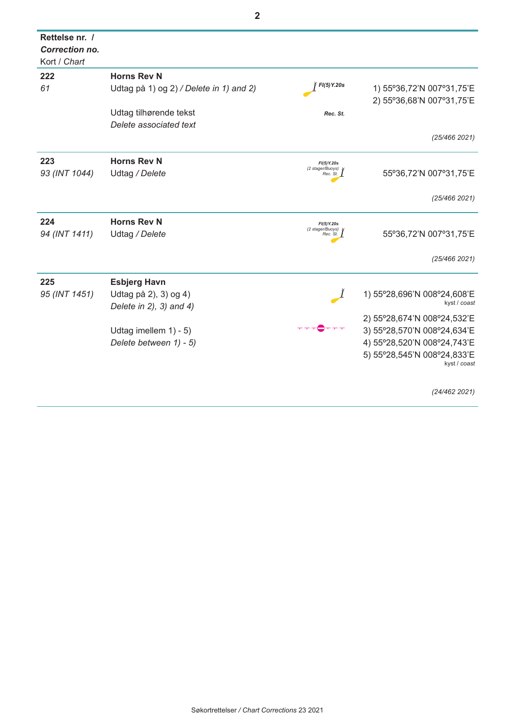| Rettelse nr. / *Correction no.* Kort / *Chart* | | | |
|---|---|---|---|
| **222** *61* | **Horns Rev N** Udtag på 1) og 2) / *Delete in 1) and 2)* Udtag tilhørende tekst *Delete associated text* | *Fl(5)Y.20s* *Rec. St.* | 1) 55º36,72'N 007º31,75'E 2) 55º36,68'N 007º31,75'E *(25/466 2021)* |
| **223** *93 (INT 1044)* | **Horns Rev N** Udtag / *Delete* | *Fl(5)Y.20s (2 stager/Buoys) Rec. St.* | 55º36,72'N 007º31,75'E *(25/466 2021)* |
| **224** *94 (INT 1411)* | **Horns Rev N** Udtag / *Delete* | *Fl(5)Y.20s (2 stager/Buoys) Rec. St.* | 55º36,72'N 007º31,75'E *(25/466 2021)* |
| **225** *95 (INT 1451)* | **Esbjerg Havn** Udtag på 2), 3) og 4) *Delete in 2), 3) and 4)* Udtag imellem 1) - 5) *Delete between 1) - 5)* | | 1) 55º28,696'N 008º24,608'E kyst / *coast* 2) 55º28,674'N 008º24,532'E 3) 55º28,570'N 008º24,634'E 4) 55º28,520'N 008º24,743'E 5) 55º28,545'N 008º24,833'E kyst / *coast* *(24/462 2021)* |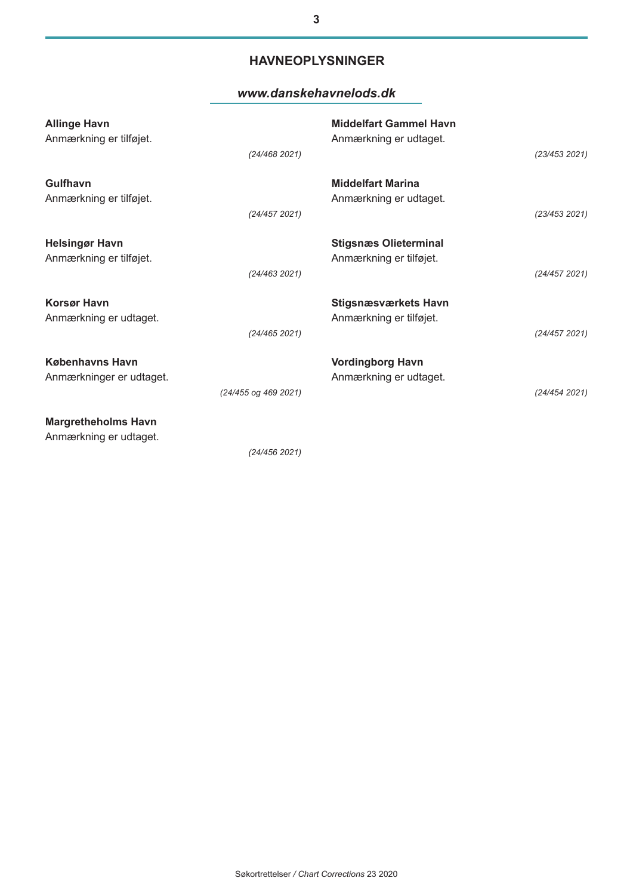## HAVNEOPLYSNINGER

***www.danskehavnelods.dk***

**Allinge Havn**
Anmærkning er tilføjet.

*(24/468 2021)*

**Gulfhavn**
Anmærkning er tilføjet.

*(24/457 2021)*

**Helsingør Havn**
Anmærkning er tilføjet.

*(24/463 2021)*

**Korsør Havn**
Anmærkning er udtaget.

*(24/465 2021)*

**Københavns Havn**
Anmærkninger er udtaget.

*(24/455 og 469 2021)*

**Margretheholms Havn**
Anmærkning er udtaget.

*(24/456 2021)*

**Middelfart Gammel Havn**
Anmærkning er udtaget.

*(23/453 2021)*

**Middelfart Marina**
Anmærkning er udtaget.

*(23/453 2021)*

**Stigsnæs Olieterminal**
Anmærkning er tilføjet.

*(24/457 2021)*

**Stigsnæsværkets Havn**
Anmærkning er tilføjet.

*(24/457 2021)*

**Vordingborg Havn**
Anmærkning er udtaget.

*(24/454 2021)*